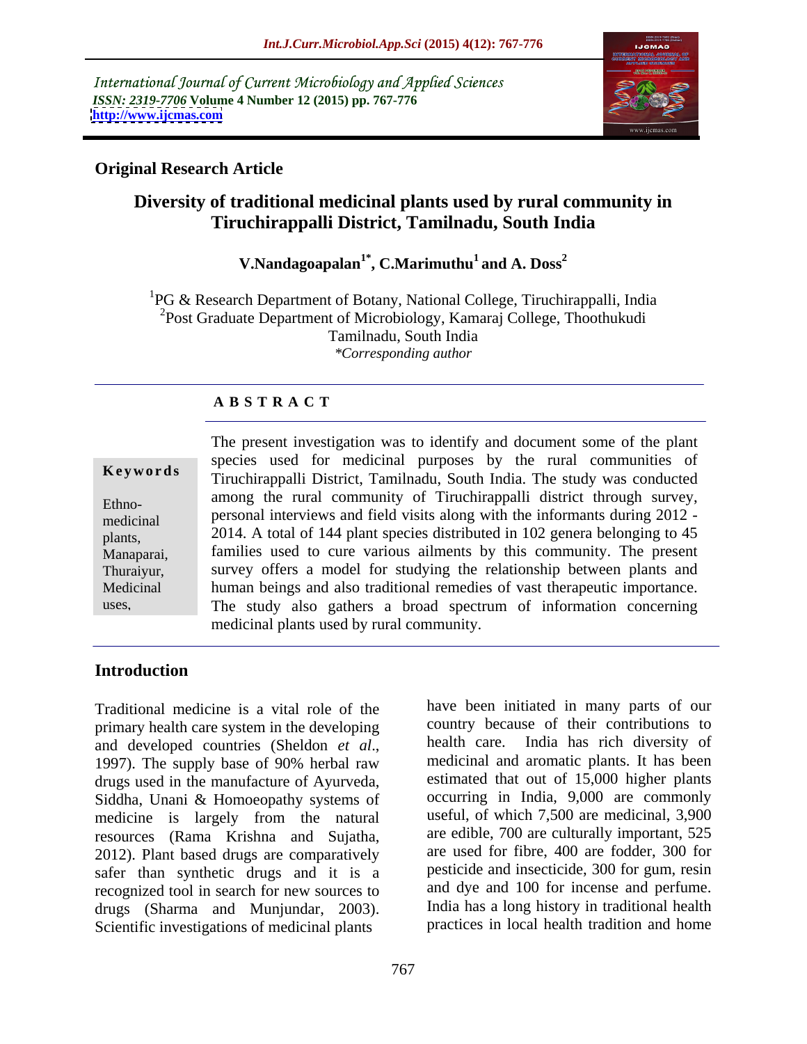International Journal of Current Microbiology and Applied Sciences
*ISSN: 2319-7706* **Volume 4 Number 12 (2015) pp. 767-776**
**http://www.ijcmas.com**

**Original Research Article**

# Diversity of traditional medicinal plants used by rural community in Tiruchirappalli District, Tamilnadu, South India

**V.Nandagoapalan[1*], C.Marimuthu[1] and A. Doss[2]**

[1]PG & Research Department of Botany, National College, Tiruchirappalli, India
[2]Post Graduate Department of Microbiology, Kamaraj College, Thoothukudi Tamilnadu, South India
*\*Corresponding author*

## A B S T R A C T

**Keywords**

Ethno-medicinal plants, Manaparai, Thuraiyur, Medicinal uses,

The present investigation was to identify and document some of the plant species used for medicinal purposes by the rural communities of Tiruchirappalli District, Tamilnadu, South India. The study was conducted among the rural community of Tiruchirappalli district through survey, personal interviews and field visits along with the informants during 2012 - 2014. A total of 144 plant species distributed in 102 genera belonging to 45 families used to cure various ailments by this community. The present survey offers a model for studying the relationship between plants and human beings and also traditional remedies of vast therapeutic importance. The study also gathers a broad spectrum of information concerning medicinal plants used by rural community.

## Introduction

Traditional medicine is a vital role of the primary health care system in the developing and developed countries (Sheldon *et al*., 1997). The supply base of 90% herbal raw drugs used in the manufacture of Ayurveda, Siddha, Unani & Homoeopathy systems of medicine is largely from the natural resources (Rama Krishna and Sujatha, 2012). Plant based drugs are comparatively safer than synthetic drugs and it is a recognized tool in search for new sources to drugs (Sharma and Munjundar, 2003). Scientific investigations of medicinal plants have been initiated in many parts of our country because of their contributions to health care. India has rich diversity of medicinal and aromatic plants. It has been estimated that out of 15,000 higher plants occurring in India, 9,000 are commonly useful, of which 7,500 are medicinal, 3,900 are edible, 700 are culturally important, 525 are used for fibre, 400 are fodder, 300 for pesticide and insecticide, 300 for gum, resin and dye and 100 for incense and perfume. India has a long history in traditional health practices in local health tradition and home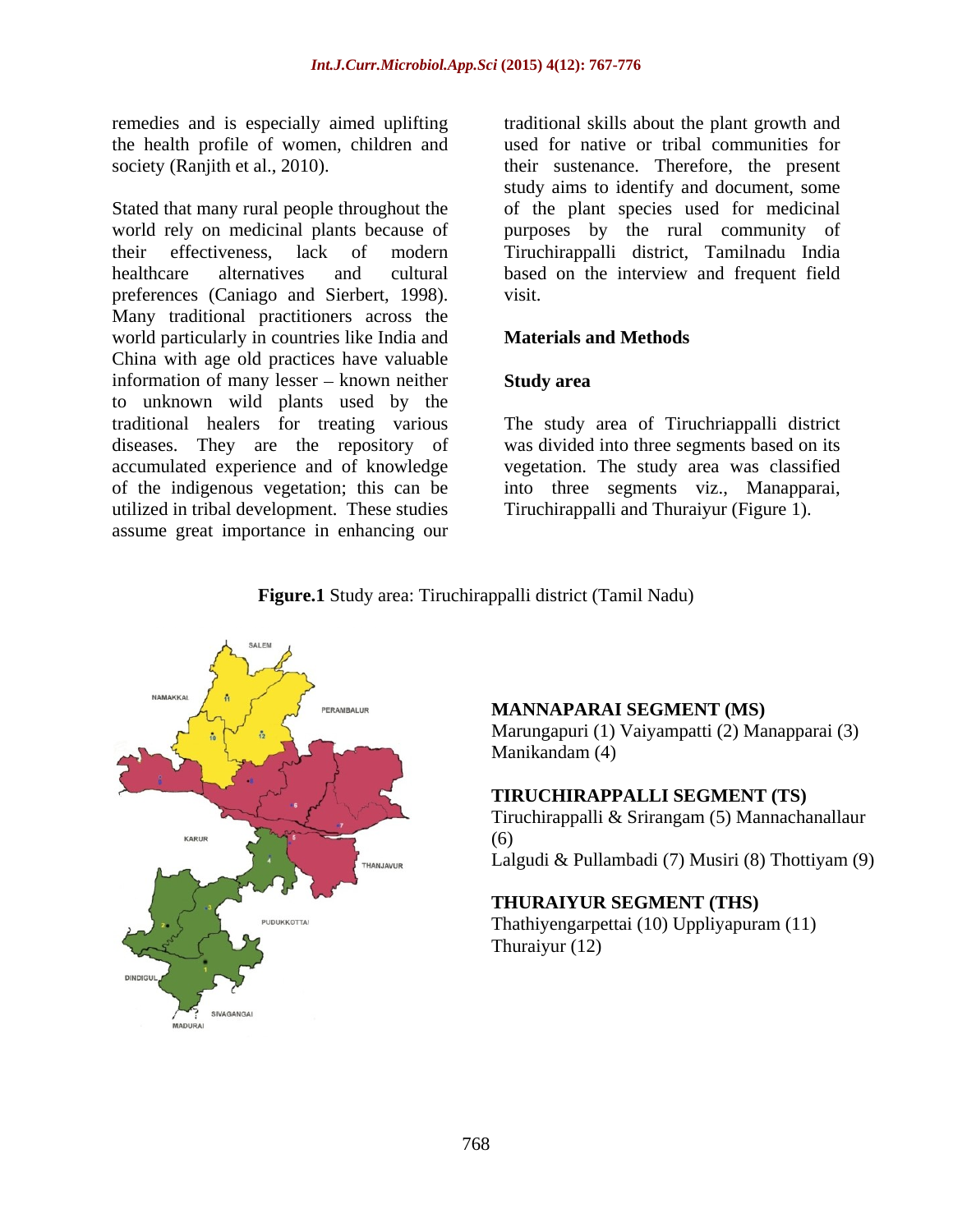remedies and is especially aimed uplifting the health profile of women, children and society (Ranjith et al., 2010).

Stated that many rural people throughout the world rely on medicinal plants because of their effectiveness, lack of modern healthcare alternatives and cultural preferences (Caniago and Sierbert, 1998). Many traditional practitioners across the world particularly in countries like India and China with age old practices have valuable information of many lesser – known neither to unknown wild plants used by the traditional healers for treating various diseases. They are the repository of accumulated experience and of knowledge of the indigenous vegetation; this can be utilized in tribal development. These studies assume great importance in enhancing our traditional skills about the plant growth and used for native or tribal communities for their sustenance. Therefore, the present study aims to identify and document, some of the plant species used for medicinal purposes by the rural community of Tiruchirappalli district, Tamilnadu India based on the interview and frequent field visit.

## Materials and Methods

### Study area

The study area of Tiruchriappalli district was divided into three segments based on its vegetation. The study area was classified into three segments viz., Manapparai, Tiruchirappalli and Thuraiyur (Figure 1).

**Figure.1** Study area: Tiruchirappalli district (Tamil Nadu)

**MANNAPARAI SEGMENT (MS)**
Marungapuri (1) Vaiyampatti (2) Manapparai (3) Manikandam (4)

**TIRUCHIRAPPALLI SEGMENT (TS)**
Tiruchirappalli & Srirangam (5) Mannachanallaur (6)
Lalgudi & Pullambadi (7) Musiri (8) Thottiyam (9)

**THURAIYUR SEGMENT (THS)**
Thathiyengarpettai (10) Uppliyapuram (11) Thuraiyur (12)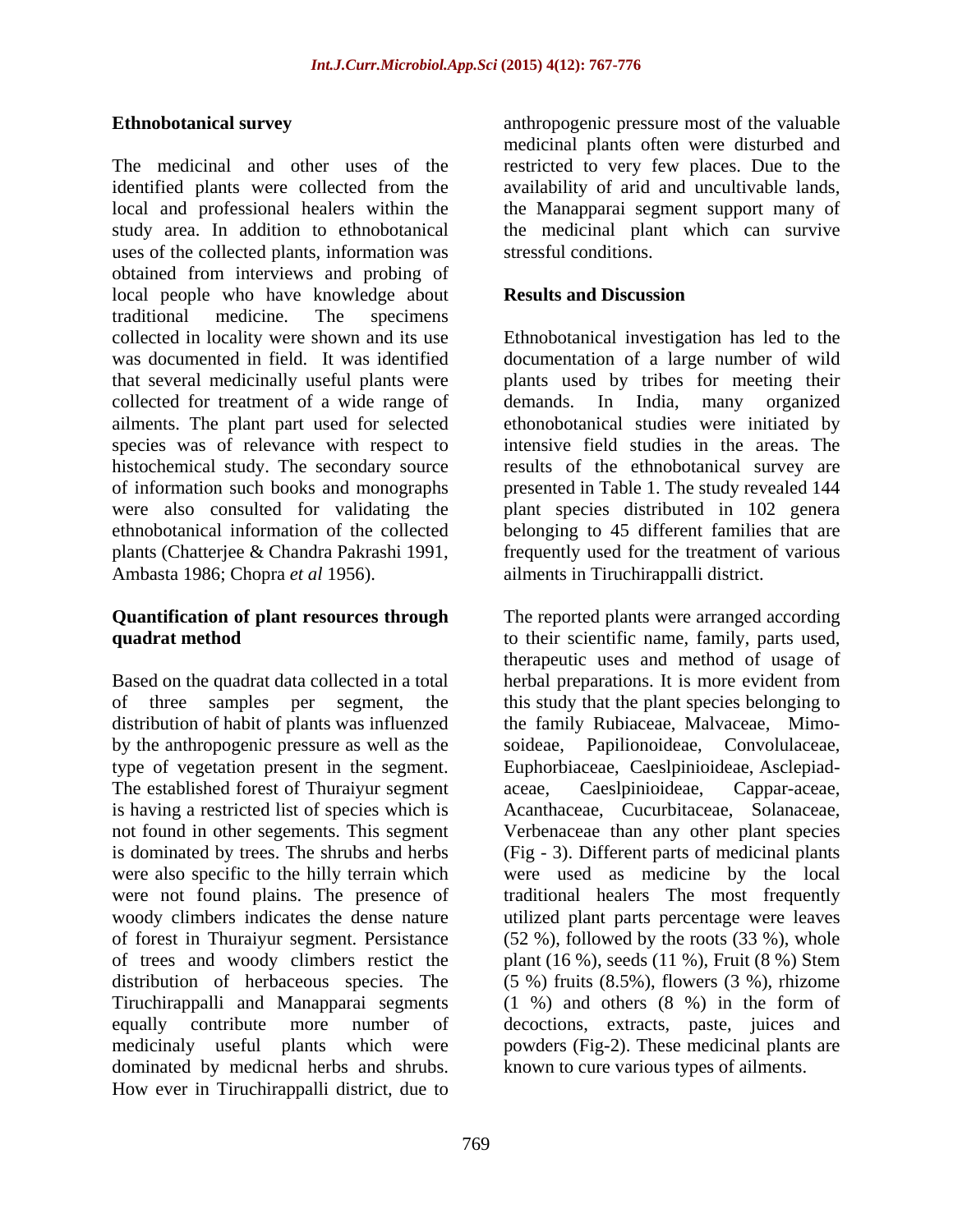## Ethnobotanical survey

The medicinal and other uses of the identified plants were collected from the local and professional healers within the study area. In addition to ethnobotanical uses of the collected plants, information was obtained from interviews and probing of local people who have knowledge about traditional medicine. The specimens collected in locality were shown and its use was documented in field. It was identified that several medicinally useful plants were collected for treatment of a wide range of ailments. The plant part used for selected species was of relevance with respect to histochemical study. The secondary source of information such books and monographs were also consulted for validating the ethnobotanical information of the collected plants (Chatterjee & Chandra Pakrashi 1991, Ambasta 1986; Chopra *et al* 1956).

## Quantification of plant resources through quadrat method

Based on the quadrat data collected in a total of three samples per segment, the distribution of habit of plants was influenzed by the anthropogenic pressure as well as the type of vegetation present in the segment. The established forest of Thuraiyur segment is having a restricted list of species which is not found in other segements. This segment is dominated by trees. The shrubs and herbs were also specific to the hilly terrain which were not found plains. The presence of woody climbers indicates the dense nature of forest in Thuraiyur segment. Persistance of trees and woody climbers restict the distribution of herbaceous species. The Tiruchirappalli and Manapparai segments equally contribute more number of medicinaly useful plants which were dominated by medicnal herbs and shrubs. How ever in Tiruchirappalli district, due to anthropogenic pressure most of the valuable medicinal plants often were disturbed and restricted to very few places. Due to the availability of arid and uncultivable lands, the Manapparai segment support many of the medicinal plant which can survive stressful conditions.

## Results and Discussion

Ethnobotanical investigation has led to the documentation of a large number of wild plants used by tribes for meeting their demands. In India, many organized ethonobotanical studies were initiated by intensive field studies in the areas. The results of the ethnobotanical survey are presented in Table 1. The study revealed 144 plant species distributed in 102 genera belonging to 45 different families that are frequently used for the treatment of various ailments in Tiruchirappalli district.

The reported plants were arranged according to their scientific name, family, parts used, therapeutic uses and method of usage of herbal preparations. It is more evident from this study that the plant species belonging to the family Rubiaceae, Malvaceae, Mimosoideae, Papilionoideae, Convolulaceae, Euphorbiaceae, Caeslpinioideae, Asclepiadaceae, Caeslpinioideae, Cappar-aceae, Acanthaceae, Cucurbitaceae, Solanaceae, Verbenaceae than any other plant species (Fig - 3). Different parts of medicinal plants were used as medicine by the local traditional healers The most frequently utilized plant parts percentage were leaves (52 %), followed by the roots (33 %), whole plant (16 %), seeds (11 %), Fruit (8 %) Stem (5 %) fruits (8.5%), flowers (3 %), rhizome (1 %) and others (8 %) in the form of decoctions, extracts, paste, juices and powders (Fig-2). These medicinal plants are known to cure various types of ailments.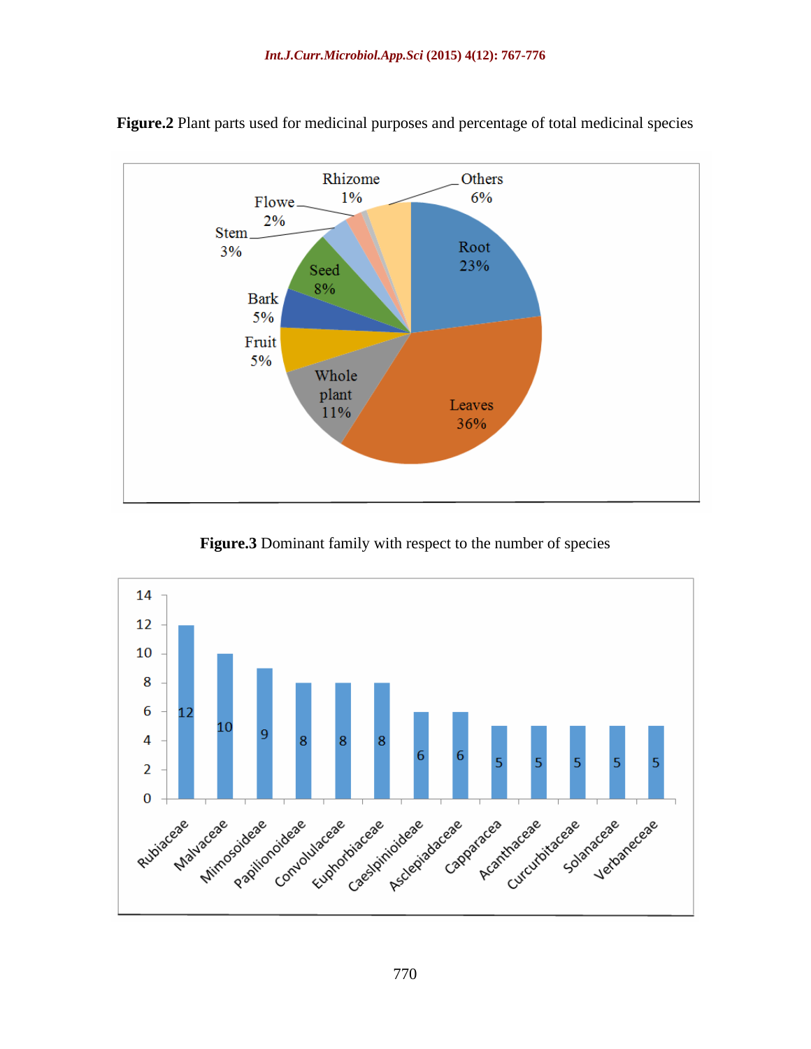**Figure.2** Plant parts used for medicinal purposes and percentage of total medicinal species

**Figure.3** Dominant family with respect to the number of species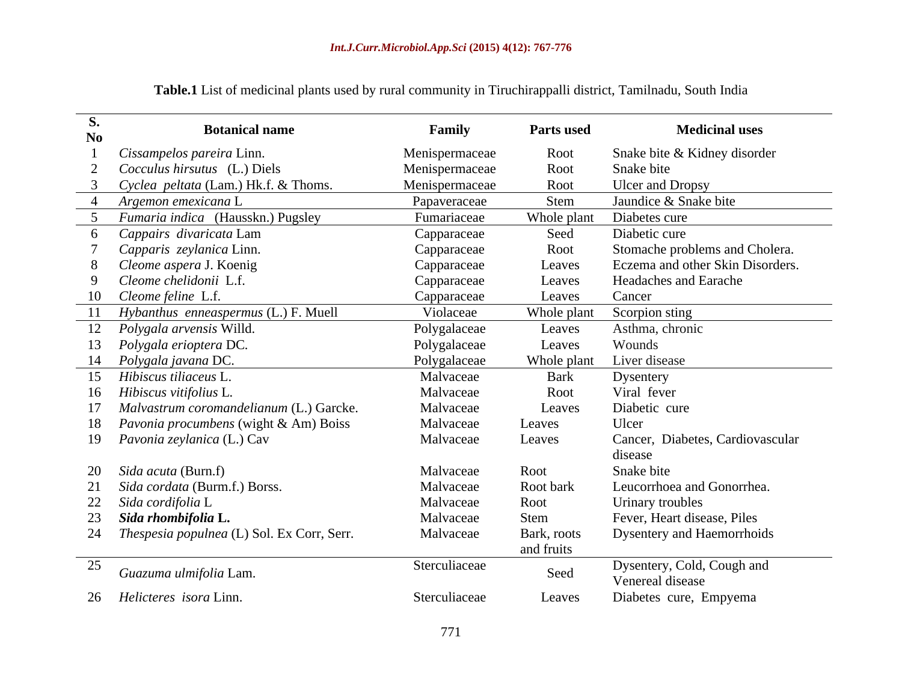**Table.1** List of medicinal plants used by rural community in Tiruchirappalli district, Tamilnadu, South India

| S. No | Botanical name | Family | Parts used | Medicinal uses |
|---|---|---|---|---|
| 1 | *Cissampelos pareira* Linn. | Menispermaceae | Root | Snake bite & Kidney disorder |
| 2 | *Cocculus hirsutus* (L.) Diels | Menispermaceae | Root | Snake bite |
| 3 | *Cyclea peltata* (Lam.) Hk.f. & Thoms. | Menispermaceae | Root | Ulcer and Dropsy |
| 4 | *Argemon emexicana* L | Papaveraceae | Stem | Jaundice & Snake bite |
| 5 | *Fumaria indica* (Hausskn.) Pugsley | Fumariaceae | Whole plant | Diabetes cure |
| 6 | *Cappairs divaricata* Lam | Capparaceae | Seed | Diabetic cure |
| 7 | *Capparis zeylanica* Linn. | Capparaceae | Root | Stomache problems and Cholera. |
| 8 | *Cleome aspera* J. Koenig | Capparaceae | Leaves | Eczema and other Skin Disorders. |
| 9 | *Cleome chelidonii* L.f. | Capparaceae | Leaves | Headaches and Earache |
| 10 | *Cleome feline* L.f. | Capparaceae | Leaves | Cancer |
| 11 | *Hybanthus enneaspermus* (L.) F. Muell | Violaceae | Whole plant | Scorpion sting |
| 12 | *Polygala arvensis* Willd. | Polygalaceae | Leaves | Asthma, chronic |
| 13 | *Polygala erioptera* DC. | Polygalaceae | Leaves | Wounds |
| 14 | *Polygala javana* DC. | Polygalaceae | Whole plant | Liver disease |
| 15 | *Hibiscus tiliaceus* L. | Malvaceae | Bark | Dysentery |
| 16 | *Hibiscus vitifolius* L. | Malvaceae | Root | Viral fever |
| 17 | *Malvastrum coromandelianum* (L.) Garcke. | Malvaceae | Leaves | Diabetic cure |
| 18 | *Pavonia procumbens* (wight & Am) Boiss | Malvaceae | Leaves | Ulcer |
| 19 | *Pavonia zeylanica* (L.) Cav | Malvaceae | Leaves | Cancer, Diabetes, Cardiovascular disease |
| 20 | *Sida acuta* (Burn.f) | Malvaceae | Root | Snake bite |
| 21 | *Sida cordata* (Burm.f.) Borss. | Malvaceae | Root bark | Leucorrhoea and Gonorrhea. |
| 22 | *Sida cordifolia* L | Malvaceae | Root | Urinary troubles |
| 23 | ***Sida rhombifolia* L.** | Malvaceae | Stem | Fever, Heart disease, Piles |
| 24 | *Thespesia populnea* (L) Sol. Ex Corr, Serr. | Malvaceae | Bark, roots and fruits | Dysentery and Haemorrhoids |
| 25 | *Guazuma ulmifolia* Lam. | Sterculiaceae | Seed | Dysentery, Cold, Cough and Venereal disease |
| 26 | *Helicteres isora* Linn. | Sterculiaceae | Leaves | Diabetes cure, Empyema |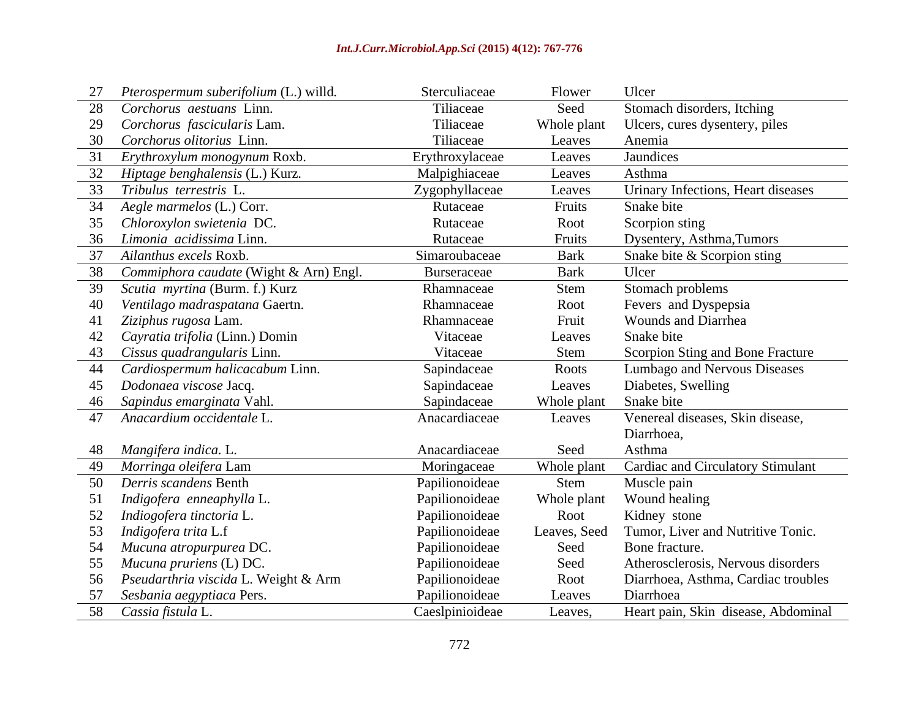| | | | | |
|---|---|---|---|---|
| 27 | *Pterospermum suberifolium* (L.) willd. | Sterculiaceae | Flower | Ulcer |
| 28 | *Corchorus aestuans* Linn. | Tiliaceae | Seed | Stomach disorders, Itching |
| 29 | *Corchorus fascicularis* Lam. | Tiliaceae | Whole plant | Ulcers, cures dysentery, piles |
| 30 | *Corchorus olitorius* Linn. | Tiliaceae | Leaves | Anemia |
| 31 | *Erythroxylum monogynum* Roxb. | Erythroxylaceae | Leaves | Jaundices |
| 32 | *Hiptage benghalensis* (L.) Kurz. | Malpighiaceae | Leaves | Asthma |
| 33 | *Tribulus terrestris* L. | Zygophyllaceae | Leaves | Urinary Infections, Heart diseases |
| 34 | *Aegle marmelos* (L.) Corr. | Rutaceae | Fruits | Snake bite |
| 35 | *Chloroxylon swietenia* DC. | Rutaceae | Root | Scorpion sting |
| 36 | *Limonia acidissima* Linn. | Rutaceae | Fruits | Dysentery, Asthma,Tumors |
| 37 | *Ailanthus excels* Roxb. | Simaroubaceae | Bark | Snake bite & Scorpion sting |
| 38 | *Commiphora caudate* (Wight & Arn) Engl. | Burseraceae | Bark | Ulcer |
| 39 | *Scutia myrtina* (Burm. f.) Kurz | Rhamnaceae | Stem | Stomach problems |
| 40 | *Ventilago madraspatana* Gaertn. | Rhamnaceae | Root | Fevers and Dyspepsia |
| 41 | *Ziziphus rugosa* Lam. | Rhamnaceae | Fruit | Wounds and Diarrhea |
| 42 | *Cayratia trifolia* (Linn.) Domin | Vitaceae | Leaves | Snake bite |
| 43 | *Cissus quadrangularis* Linn. | Vitaceae | Stem | Scorpion Sting and Bone Fracture |
| 44 | *Cardiospermum halicacabum* Linn. | Sapindaceae | Roots | Lumbago and Nervous Diseases |
| 45 | *Dodonaea viscose* Jacq. | Sapindaceae | Leaves | Diabetes, Swelling |
| 46 | *Sapindus emarginata* Vahl. | Sapindaceae | Whole plant | Snake bite |
| 47 | *Anacardium occidentale* L. | Anacardiaceae | Leaves | Venereal diseases, Skin disease, Diarrhoea, |
| 48 | *Mangifera indica*. L. | Anacardiaceae | Seed | Asthma |
| 49 | *Morringa oleifera* Lam | Moringaceae | Whole plant | Cardiac and Circulatory Stimulant |
| 50 | *Derris scandens* Benth | Papilionoideae | Stem | Muscle pain |
| 51 | *Indigofera enneaphylla* L. | Papilionoideae | Whole plant | Wound healing |
| 52 | *Indiogofera tinctoria* L. | Papilionoideae | Root | Kidney stone |
| 53 | *Indigofera trita* L.f | Papilionoideae | Leaves, Seed | Tumor, Liver and Nutritive Tonic. |
| 54 | *Mucuna atropurpurea* DC. | Papilionoideae | Seed | Bone fracture. |
| 55 | *Mucuna pruriens* (L) DC. | Papilionoideae | Seed | Atherosclerosis, Nervous disorders |
| 56 | *Pseudarthria viscida* L. Weight & Arm | Papilionoideae | Root | Diarrhoea, Asthma, Cardiac troubles |
| 57 | *Sesbania aegyptiaca* Pers. | Papilionoideae | Leaves | Diarrhoea |
| 58 | *Cassia fistula* L. | Caeslpinioideae | Leaves, | Heart pain, Skin disease, Abdominal |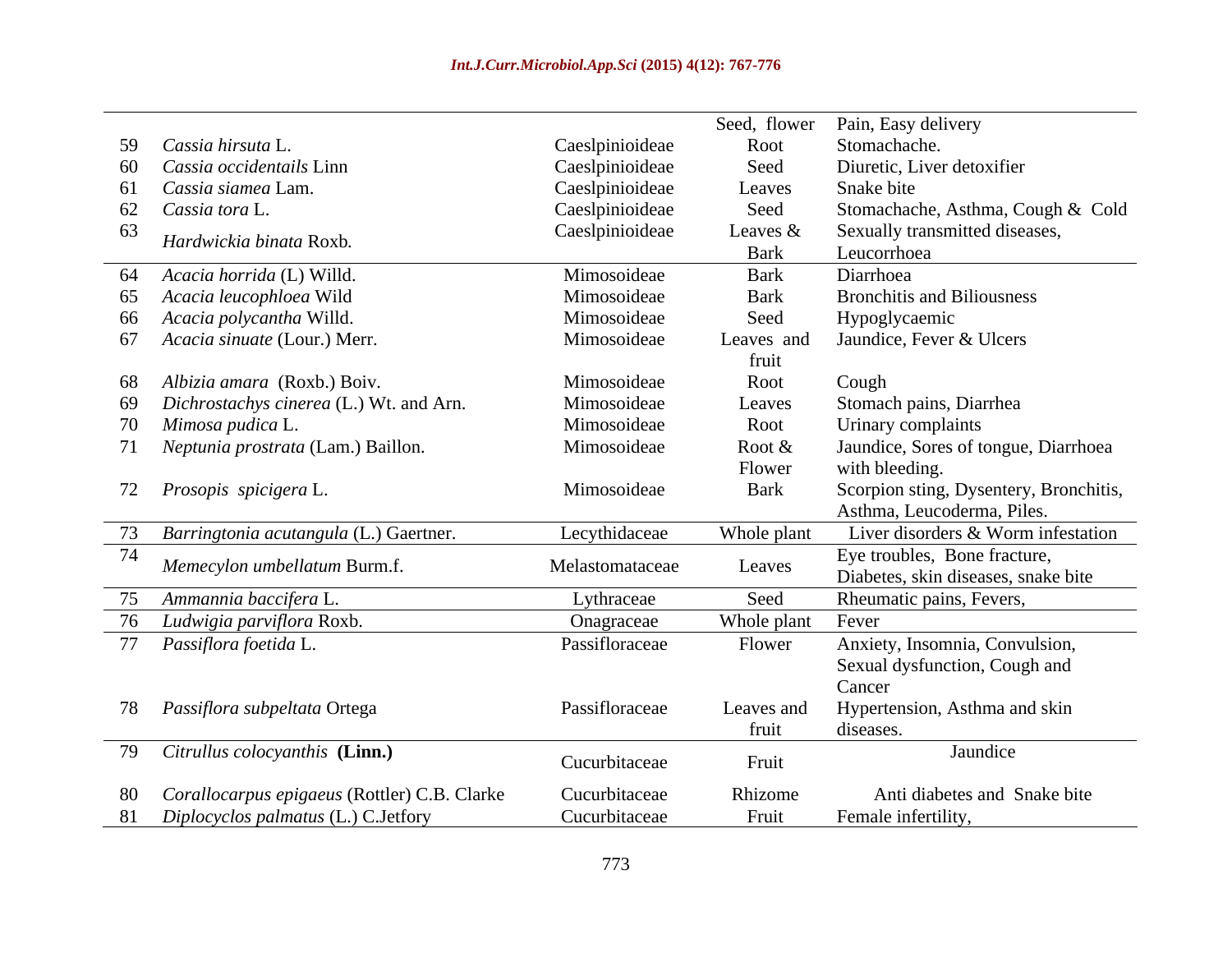| | | | Seed, flower | Pain, Easy delivery |
|---|---|---|---|---|
| 59 | *Cassia hirsuta* L. | Caeslpinioideae | Root | Stomachache. |
| 60 | *Cassia occidentails* Linn | Caeslpinioideae | Seed | Diuretic, Liver detoxifier |
| 61 | *Cassia siamea* Lam. | Caeslpinioideae | Leaves | Snake bite |
| 62 | *Cassia tora* L. | Caeslpinioideae | Seed | Stomachache, Asthma, Cough & Cold |
| 63 | *Hardwickia binata* Roxb. | Caeslpinioideae | Leaves & Bark | Sexually transmitted diseases, Leucorrhoea |
| 64 | *Acacia horrida* (L) Willd. | Mimosoideae | Bark | Diarrhoea |
| 65 | *Acacia leucophloea* Wild | Mimosoideae | Bark | Bronchitis and Biliousness |
| 66 | *Acacia polycantha* Willd. | Mimosoideae | Seed | Hypoglycaemic |
| 67 | *Acacia sinuate* (Lour.) Merr. | Mimosoideae | Leaves and fruit | Jaundice, Fever & Ulcers |
| 68 | *Albizia amara* (Roxb.) Boiv. | Mimosoideae | Root | Cough |
| 69 | *Dichrostachys cinerea* (L.) Wt. and Arn. | Mimosoideae | Leaves | Stomach pains, Diarrhea |
| 70 | *Mimosa pudica* L. | Mimosoideae | Root | Urinary complaints |
| 71 | *Neptunia prostrata* (Lam.) Baillon. | Mimosoideae | Root & Flower | Jaundice, Sores of tongue, Diarrhoea with bleeding. |
| 72 | *Prosopis spicigera* L. | Mimosoideae | Bark | Scorpion sting, Dysentery, Bronchitis, Asthma, Leucoderma, Piles. |
| 73 | *Barringtonia acutangula* (L.) Gaertner. | Lecythidaceae | Whole plant | Liver disorders & Worm infestation |
| 74 | *Memecylon umbellatum* Burm.f. | Melastomataceae | Leaves | Eye troubles, Bone fracture, Diabetes, skin diseases, snake bite |
| 75 | *Ammannia baccifera* L. | Lythraceae | Seed | Rheumatic pains, Fevers, |
| 76 | *Ludwigia parviflora* Roxb. | Onagraceae | Whole plant | Fever |
| 77 | *Passiflora foetida* L. | Passifloraceae | Flower | Anxiety, Insomnia, Convulsion, Sexual dysfunction, Cough and Cancer |
| 78 | *Passiflora subpeltata* Ortega | Passifloraceae | Leaves and fruit | Hypertension, Asthma and skin diseases. |
| 79 | *Citrullus colocyanthis* **(Linn.)** | Cucurbitaceae | Fruit | Jaundice |
| 80 | *Corallocarpus epigaeus* (Rottler) C.B. Clarke | Cucurbitaceae | Rhizome | Anti diabetes and Snake bite |
| 81 | *Diplocyclos palmatus* (L.) C.Jetfory | Cucurbitaceae | Fruit | Female infertility, |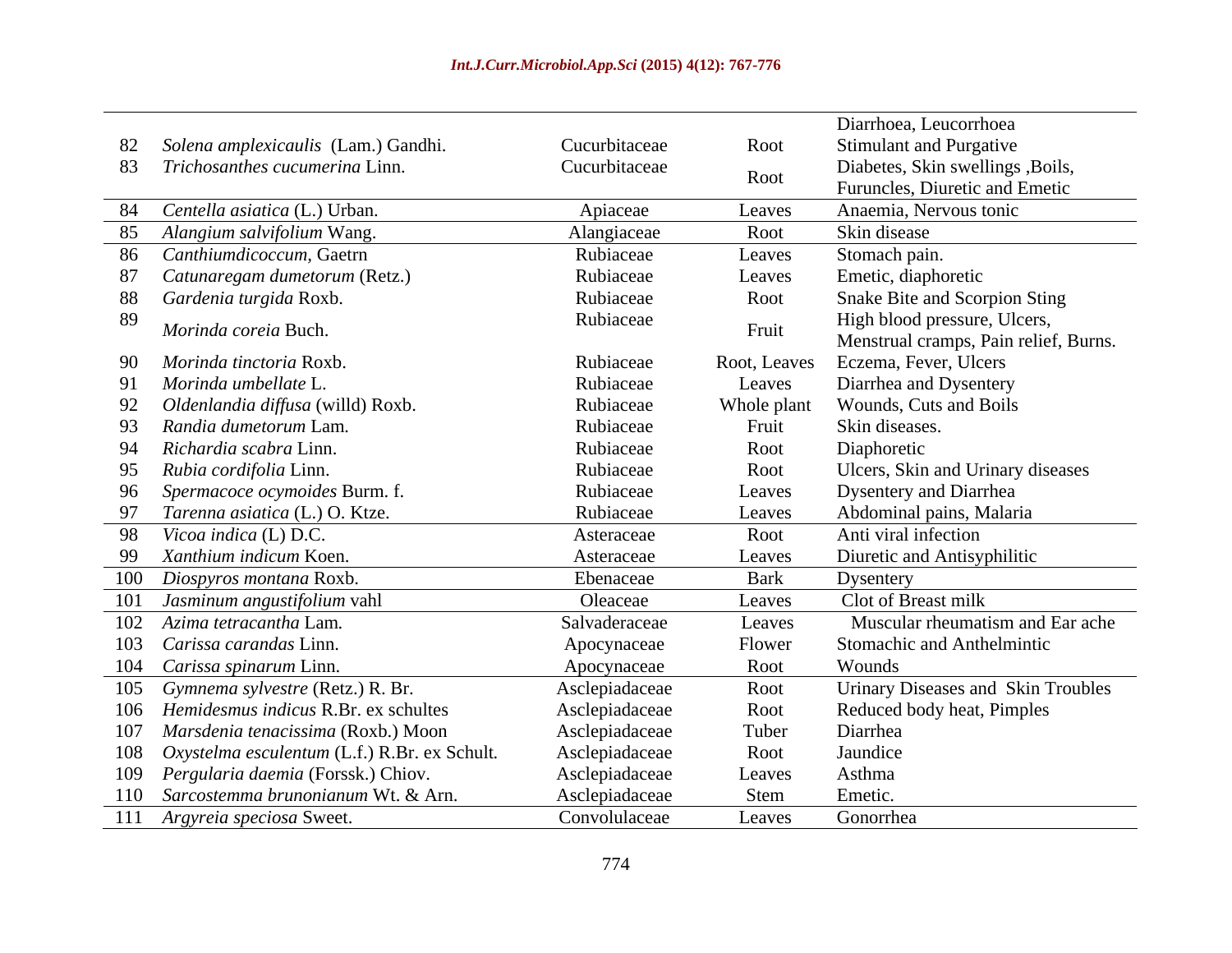| | | | | |
|---|---|---|---|---|
| | | | | Diarrhoea, Leucorrhoea |
| 82 | *Solena amplexicaulis* (Lam.) Gandhi. | Cucurbitaceae | Root | Stimulant and Purgative |
| 83 | *Trichosanthes cucumerina* Linn. | Cucurbitaceae | Root | Diabetes, Skin swellings ,Boils, Furuncles, Diuretic and Emetic |
| 84 | *Centella asiatica* (L.) Urban. | Apiaceae | Leaves | Anaemia, Nervous tonic |
| 85 | *Alangium salvifolium* Wang. | Alangiaceae | Root | Skin disease |
| 86 | *Canthiumdicoccum,* Gaetrn | Rubiaceae | Leaves | Stomach pain. |
| 87 | *Catunaregam dumetorum* (Retz.) | Rubiaceae | Leaves | Emetic, diaphoretic |
| 88 | *Gardenia turgida* Roxb. | Rubiaceae | Root | Snake Bite and Scorpion Sting |
| 89 | *Morinda coreia* Buch. | Rubiaceae | Fruit | High blood pressure, Ulcers, Menstrual cramps, Pain relief, Burns. |
| 90 | *Morinda tinctoria* Roxb. | Rubiaceae | Root, Leaves | Eczema, Fever, Ulcers |
| 91 | *Morinda umbellate* L. | Rubiaceae | Leaves | Diarrhea and Dysentery |
| 92 | *Oldenlandia diffusa* (willd) Roxb. | Rubiaceae | Whole plant | Wounds, Cuts and Boils |
| 93 | *Randia dumetorum* Lam. | Rubiaceae | Fruit | Skin diseases. |
| 94 | *Richardia scabra* Linn. | Rubiaceae | Root | Diaphoretic |
| 95 | *Rubia cordifolia* Linn. | Rubiaceae | Root | Ulcers, Skin and Urinary diseases |
| 96 | *Spermacoce ocymoides* Burm. f. | Rubiaceae | Leaves | Dysentery and Diarrhea |
| 97 | *Tarenna asiatica* (L.) O. Ktze. | Rubiaceae | Leaves | Abdominal pains, Malaria |
| 98 | *Vicoa indica* (L) D.C. | Asteraceae | Root | Anti viral infection |
| 99 | *Xanthium indicum* Koen. | Asteraceae | Leaves | Diuretic and Antisyphilitic |
| 100 | *Diospyros montana* Roxb. | Ebenaceae | Bark | Dysentery |
| 101 | *Jasminum angustifolium* vahl | Oleaceae | Leaves | Clot of Breast milk |
| 102 | *Azima tetracantha* Lam. | Salvaderaceae | Leaves | Muscular rheumatism and Ear ache |
| 103 | *Carissa carandas* Linn. | Apocynaceae | Flower | Stomachic and Anthelmintic |
| 104 | *Carissa spinarum* Linn. | Apocynaceae | Root | Wounds |
| 105 | *Gymnema sylvestre* (Retz.) R. Br. | Asclepiadaceae | Root | Urinary Diseases and Skin Troubles |
| 106 | *Hemidesmus indicus* R.Br. ex schultes | Asclepiadaceae | Root | Reduced body heat, Pimples |
| 107 | *Marsdenia tenacissima* (Roxb.) Moon | Asclepiadaceae | Tuber | Diarrhea |
| 108 | *Oxystelma esculentum* (L.f.) R.Br. ex Schult. | Asclepiadaceae | Root | Jaundice |
| 109 | *Pergularia daemia* (Forssk.) Chiov. | Asclepiadaceae | Leaves | Asthma |
| 110 | *Sarcostemma brunonianum* Wt. & Arn. | Asclepiadaceae | Stem | Emetic. |
| 111 | *Argyreia speciosa* Sweet. | Convolulaceae | Leaves | Gonorrhea |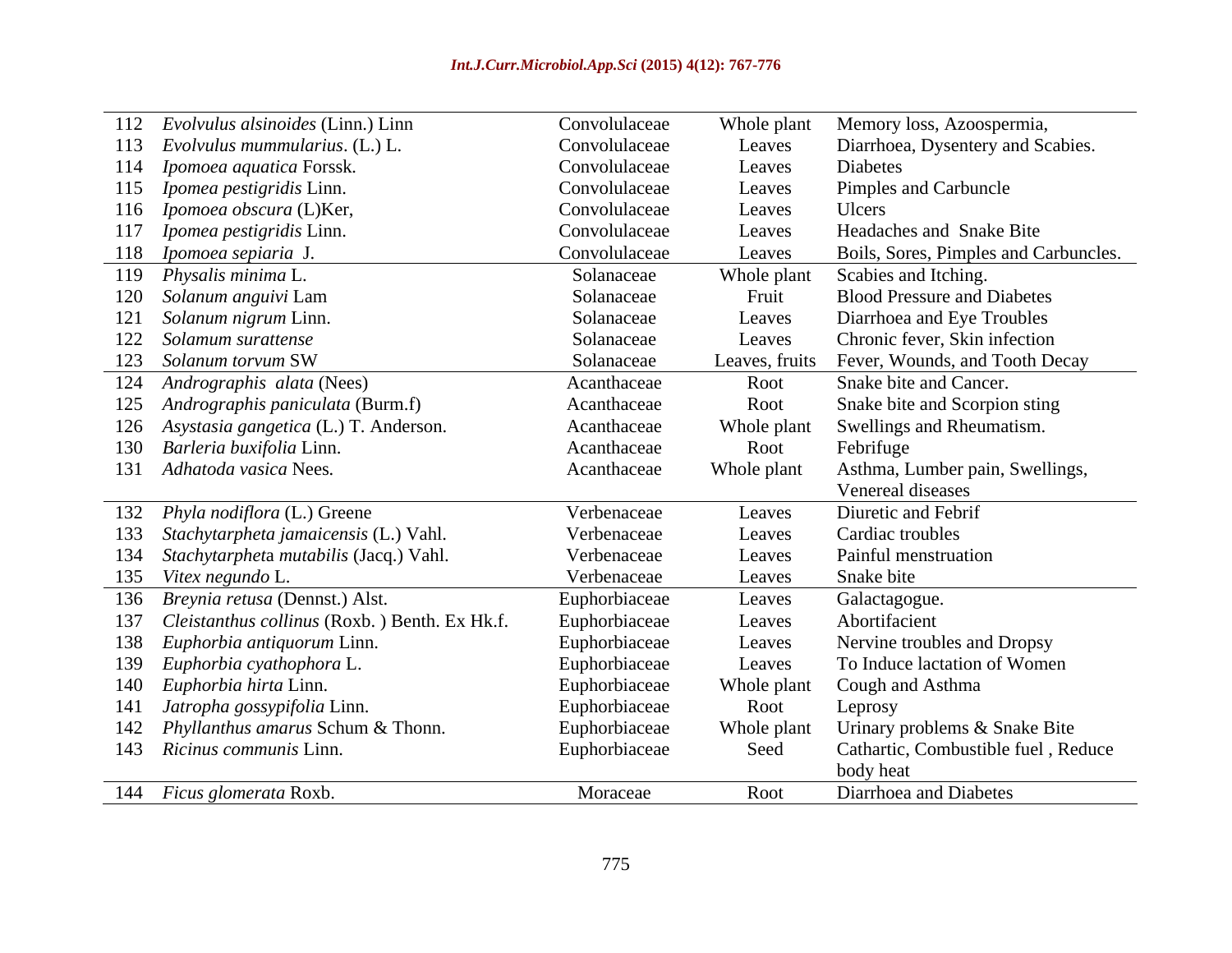| | | | | |
|---|---|---|---|---|
| 112 | *Evolvulus alsinoides* (Linn.) Linn | Convolulaceae | Whole plant | Memory loss, Azoospermia, |
| 113 | *Evolvulus mummularius*. (L.) L. | Convolulaceae | Leaves | Diarrhoea, Dysentery and Scabies. |
| 114 | *Ipomoea aquatica* Forssk. | Convolulaceae | Leaves | Diabetes |
| 115 | *Ipomea pestigridis* Linn. | Convolulaceae | Leaves | Pimples and Carbuncle |
| 116 | *Ipomoea obscura* (L)Ker, | Convolulaceae | Leaves | Ulcers |
| 117 | *Ipomea pestigridis* Linn. | Convolulaceae | Leaves | Headaches and Snake Bite |
| 118 | *Ipomoea sepiaria* J. | Convolulaceae | Leaves | Boils, Sores, Pimples and Carbuncles. |
| 119 | *Physalis minima* L. | Solanaceae | Whole plant | Scabies and Itching. |
| 120 | *Solanum anguivi* Lam | Solanaceae | Fruit | Blood Pressure and Diabetes |
| 121 | *Solanum nigrum* Linn. | Solanaceae | Leaves | Diarrhoea and Eye Troubles |
| 122 | *Solamum surattense* | Solanaceae | Leaves | Chronic fever, Skin infection |
| 123 | *Solanum torvum* SW | Solanaceae | Leaves, fruits | Fever, Wounds, and Tooth Decay |
| 124 | *Andrographis alata* (Nees) | Acanthaceae | Root | Snake bite and Cancer. |
| 125 | *Andrographis paniculata* (Burm.f) | Acanthaceae | Root | Snake bite and Scorpion sting |
| 126 | *Asystasia gangetica* (L.) T. Anderson. | Acanthaceae | Whole plant | Swellings and Rheumatism. |
| 130 | *Barleria buxifolia* Linn. | Acanthaceae | Root | Febrifuge |
| 131 | *Adhatoda vasica* Nees. | Acanthaceae | Whole plant | Asthma, Lumber pain, Swellings, Venereal diseases |
| 132 | *Phyla nodiflora* (L.) Greene | Verbenaceae | Leaves | Diuretic and Febrif |
| 133 | *Stachytarpheta jamaicensis* (L.) Vahl. | Verbenaceae | Leaves | Cardiac troubles |
| 134 | *Stachytarpheta mutabilis* (Jacq.) Vahl. | Verbenaceae | Leaves | Painful menstruation |
| 135 | *Vitex negundo* L. | Verbenaceae | Leaves | Snake bite |
| 136 | *Breynia retusa* (Dennst.) Alst. | Euphorbiaceae | Leaves | Galactagogue. |
| 137 | *Cleistanthus collinus* (Roxb. ) Benth. Ex Hk.f. | Euphorbiaceae | Leaves | Abortifacient |
| 138 | *Euphorbia antiquorum* Linn. | Euphorbiaceae | Leaves | Nervine troubles and Dropsy |
| 139 | *Euphorbia cyathophora* L. | Euphorbiaceae | Leaves | To Induce lactation of Women |
| 140 | *Euphorbia hirta* Linn. | Euphorbiaceae | Whole plant | Cough and Asthma |
| 141 | *Jatropha gossypifolia* Linn. | Euphorbiaceae | Root | Leprosy |
| 142 | *Phyllanthus amarus* Schum & Thonn. | Euphorbiaceae | Whole plant | Urinary problems & Snake Bite |
| 143 | *Ricinus communis* Linn. | Euphorbiaceae | Seed | Cathartic, Combustible fuel , Reduce body heat |
| 144 | *Ficus glomerata* Roxb. | Moraceae | Root | Diarrhoea and Diabetes |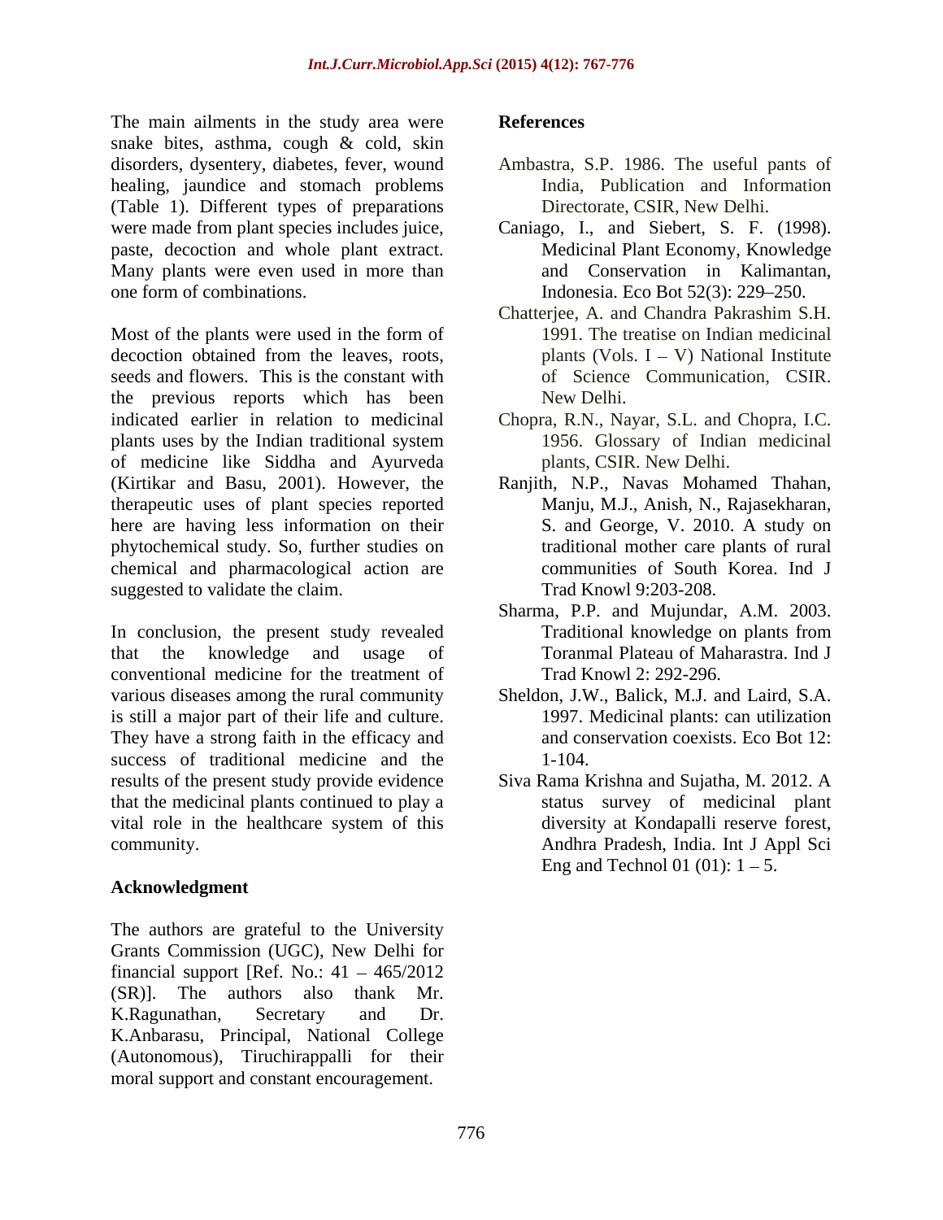The main ailments in the study area were snake bites, asthma, cough & cold, skin disorders, dysentery, diabetes, fever, wound healing, jaundice and stomach problems (Table 1). Different types of preparations were made from plant species includes juice, paste, decoction and whole plant extract. Many plants were even used in more than one form of combinations.

Most of the plants were used in the form of decoction obtained from the leaves, roots, seeds and flowers. This is the constant with the previous reports which has been indicated earlier in relation to medicinal plants uses by the Indian traditional system of medicine like Siddha and Ayurveda (Kirtikar and Basu, 2001). However, the therapeutic uses of plant species reported here are having less information on their phytochemical study. So, further studies on chemical and pharmacological action are suggested to validate the claim.

In conclusion, the present study revealed that the knowledge and usage of conventional medicine for the treatment of various diseases among the rural community is still a major part of their life and culture. They have a strong faith in the efficacy and success of traditional medicine and the results of the present study provide evidence that the medicinal plants continued to play a vital role in the healthcare system of this community.

## Acknowledgment

The authors are grateful to the University Grants Commission (UGC), New Delhi for financial support [Ref. No.: 41 – 465/2012 (SR)]. The authors also thank Mr. K.Ragunathan, Secretary and Dr. K.Anbarasu, Principal, National College (Autonomous), Tiruchirappalli for their moral support and constant encouragement.

## References

Ambastra, S.P. 1986. The useful pants of India, Publication and Information Directorate, CSIR, New Delhi.

Caniago, I., and Siebert, S. F. (1998). Medicinal Plant Economy, Knowledge and Conservation in Kalimantan, Indonesia. Eco Bot 52(3): 229–250.

Chatterjee, A. and Chandra Pakrashim S.H. 1991. The treatise on Indian medicinal plants (Vols. I – V) National Institute of Science Communication, CSIR. New Delhi.

Chopra, R.N., Nayar, S.L. and Chopra, I.C. 1956. Glossary of Indian medicinal plants, CSIR. New Delhi.

Ranjith, N.P., Navas Mohamed Thahan, Manju, M.J., Anish, N., Rajasekharan, S. and George, V. 2010. A study on traditional mother care plants of rural communities of South Korea. Ind J Trad Knowl 9:203-208.

Sharma, P.P. and Mujundar, A.M. 2003. Traditional knowledge on plants from Toranmal Plateau of Maharastra. Ind J Trad Knowl 2: 292-296.

Sheldon, J.W., Balick, M.J. and Laird, S.A. 1997. Medicinal plants: can utilization and conservation coexists. Eco Bot 12: 1-104.

Siva Rama Krishna and Sujatha, M. 2012. A status survey of medicinal plant diversity at Kondapalli reserve forest, Andhra Pradesh, India. Int J Appl Sci Eng and Technol 01 (01): 1 – 5.